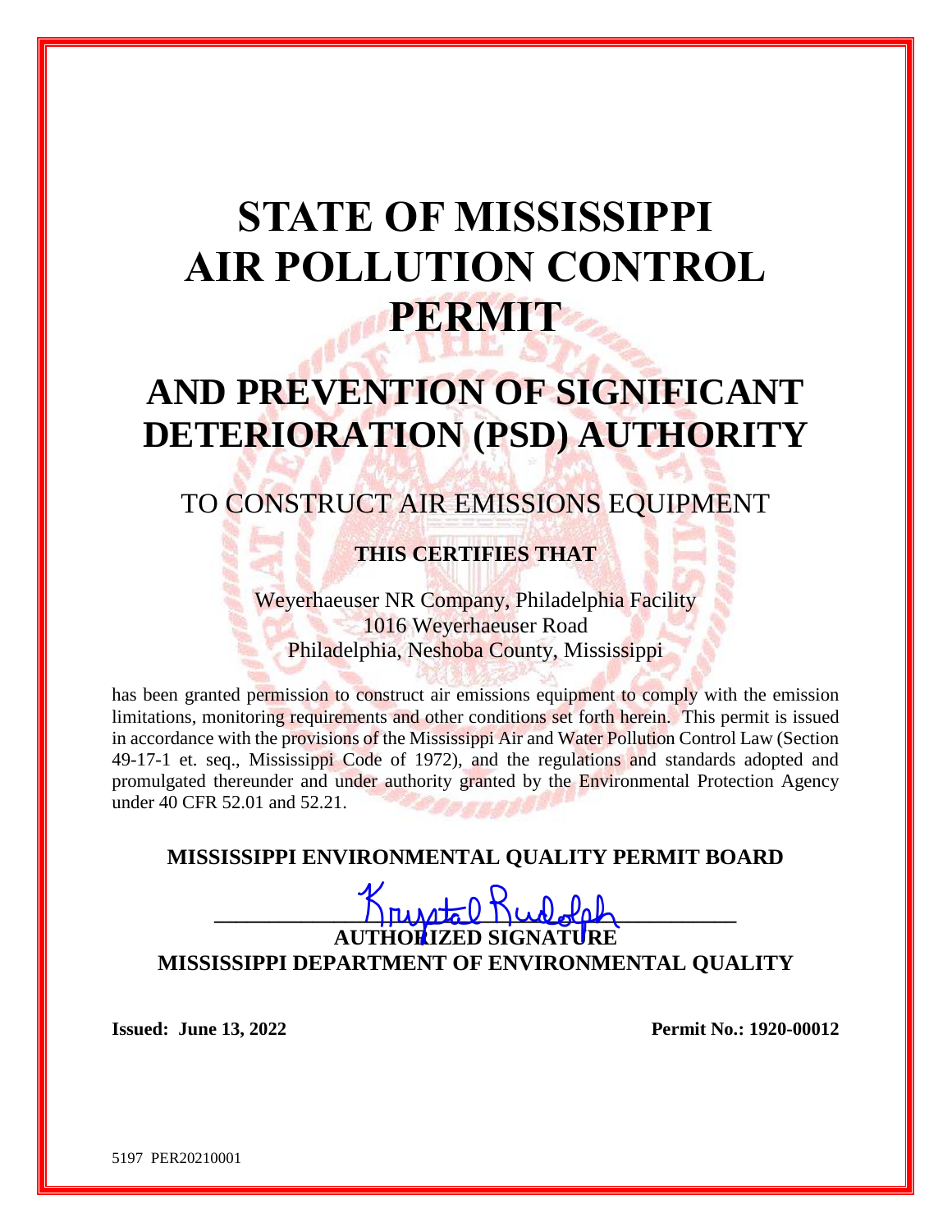# STATE OF MISSISSIPPI AIR POLLUTION CONTROL PERMIT

# AND PREVENTION OF SIGNIFICANT DETERIORATION (PSD) AUTHORITY

## TO CONSTRUCT AIR EMISSIONS EQUIPMENT

**THIS CERTIFIES THAT**

Weyerhaeuser NR Company, Philadelphia Facility
1016 Weyerhaeuser Road
Philadelphia, Neshoba County, Mississippi

has been granted permission to construct air emissions equipment to comply with the emission limitations, monitoring requirements and other conditions set forth herein. This permit is issued in accordance with the provisions of the Mississippi Air and Water Pollution Control Law (Section 49-17-1 et. seq., Mississippi Code of 1972), and the regulations and standards adopted and promulgated thereunder and under authority granted by the Environmental Protection Agency under 40 CFR 52.01 and 52.21.

**MISSISSIPPI ENVIRONMENTAL QUALITY PERMIT BOARD**

Krystal Rudolph
**AUTHORIZED SIGNATURE**
**MISSISSIPPI DEPARTMENT OF ENVIRONMENTAL QUALITY**

**Issued: June 13, 2022** **Permit No.: 1920-00012**

5197 PER20210001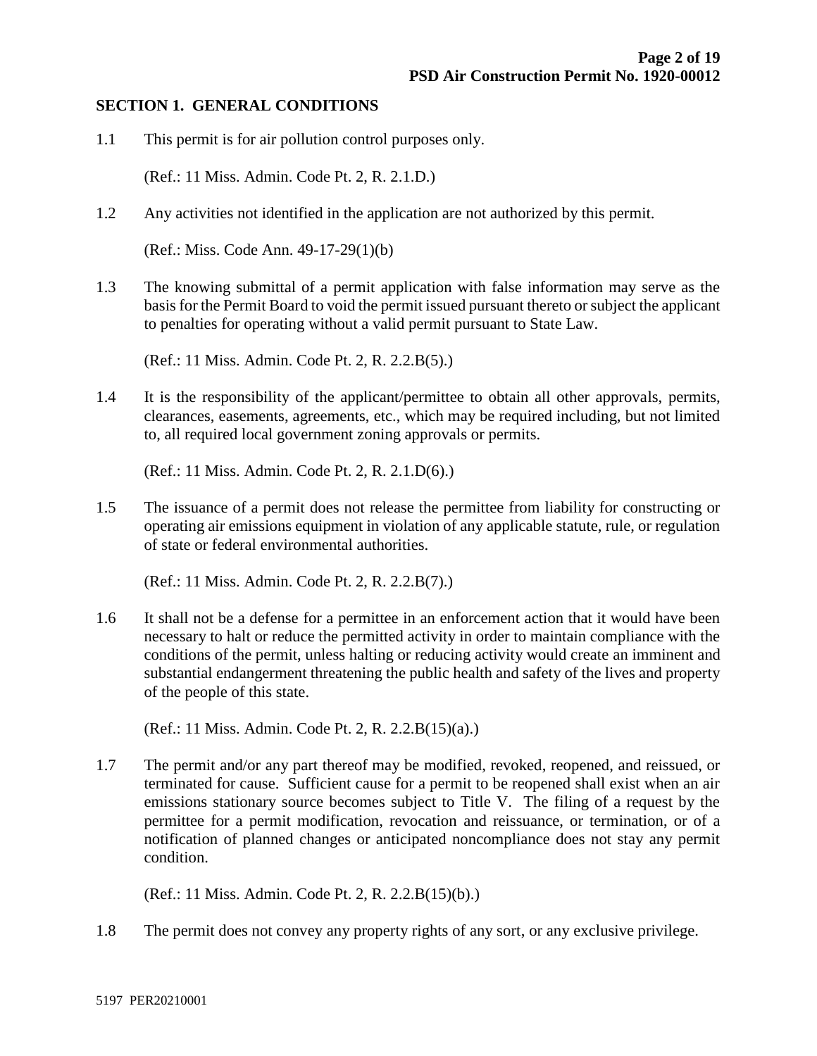## SECTION 1. GENERAL CONDITIONS

1.1 This permit is for air pollution control purposes only.

(Ref.: 11 Miss. Admin. Code Pt. 2, R. 2.1.D.)

1.2 Any activities not identified in the application are not authorized by this permit.

(Ref.: Miss. Code Ann. 49-17-29(1)(b)

1.3 The knowing submittal of a permit application with false information may serve as the basis for the Permit Board to void the permit issued pursuant thereto or subject the applicant to penalties for operating without a valid permit pursuant to State Law.

(Ref.: 11 Miss. Admin. Code Pt. 2, R. 2.2.B(5).)

1.4 It is the responsibility of the applicant/permittee to obtain all other approvals, permits, clearances, easements, agreements, etc., which may be required including, but not limited to, all required local government zoning approvals or permits.

(Ref.: 11 Miss. Admin. Code Pt. 2, R. 2.1.D(6).)

1.5 The issuance of a permit does not release the permittee from liability for constructing or operating air emissions equipment in violation of any applicable statute, rule, or regulation of state or federal environmental authorities.

(Ref.: 11 Miss. Admin. Code Pt. 2, R. 2.2.B(7).)

1.6 It shall not be a defense for a permittee in an enforcement action that it would have been necessary to halt or reduce the permitted activity in order to maintain compliance with the conditions of the permit, unless halting or reducing activity would create an imminent and substantial endangerment threatening the public health and safety of the lives and property of the people of this state.

(Ref.: 11 Miss. Admin. Code Pt. 2, R. 2.2.B(15)(a).)

1.7 The permit and/or any part thereof may be modified, revoked, reopened, and reissued, or terminated for cause. Sufficient cause for a permit to be reopened shall exist when an air emissions stationary source becomes subject to Title V. The filing of a request by the permittee for a permit modification, revocation and reissuance, or termination, or of a notification of planned changes or anticipated noncompliance does not stay any permit condition.

(Ref.: 11 Miss. Admin. Code Pt. 2, R. 2.2.B(15)(b).)

1.8 The permit does not convey any property rights of any sort, or any exclusive privilege.

5197 PER20210001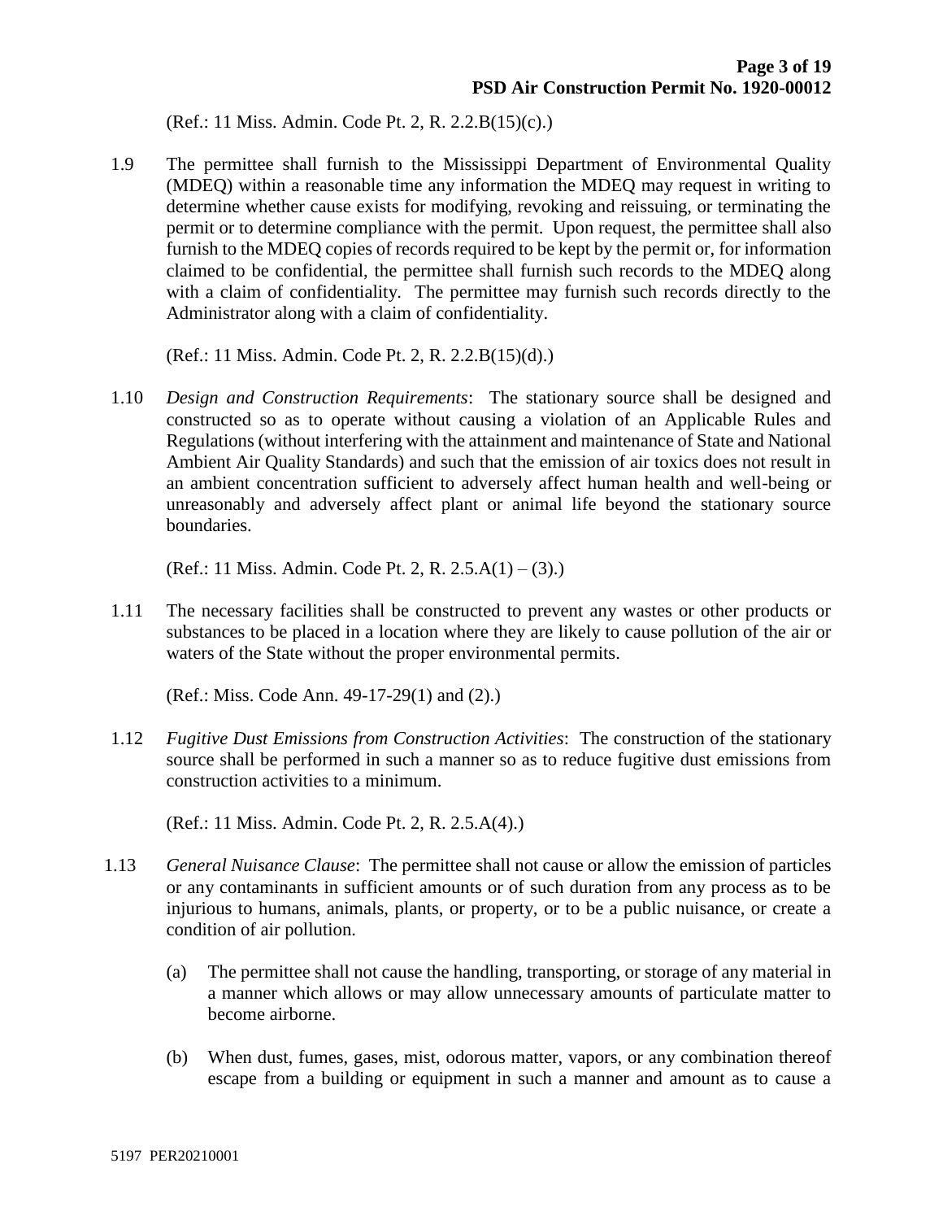(Ref.: 11 Miss. Admin. Code Pt. 2, R. 2.2.B(15)(c).)

1.9 The permittee shall furnish to the Mississippi Department of Environmental Quality (MDEQ) within a reasonable time any information the MDEQ may request in writing to determine whether cause exists for modifying, revoking and reissuing, or terminating the permit or to determine compliance with the permit. Upon request, the permittee shall also furnish to the MDEQ copies of records required to be kept by the permit or, for information claimed to be confidential, the permittee shall furnish such records to the MDEQ along with a claim of confidentiality. The permittee may furnish such records directly to the Administrator along with a claim of confidentiality.

(Ref.: 11 Miss. Admin. Code Pt. 2, R. 2.2.B(15)(d).)

1.10 *Design and Construction Requirements*: The stationary source shall be designed and constructed so as to operate without causing a violation of an Applicable Rules and Regulations (without interfering with the attainment and maintenance of State and National Ambient Air Quality Standards) and such that the emission of air toxics does not result in an ambient concentration sufficient to adversely affect human health and well-being or unreasonably and adversely affect plant or animal life beyond the stationary source boundaries.

(Ref.: 11 Miss. Admin. Code Pt. 2, R. 2.5.A(1) – (3).)

1.11 The necessary facilities shall be constructed to prevent any wastes or other products or substances to be placed in a location where they are likely to cause pollution of the air or waters of the State without the proper environmental permits.

(Ref.: Miss. Code Ann. 49-17-29(1) and (2).)

1.12 *Fugitive Dust Emissions from Construction Activities*: The construction of the stationary source shall be performed in such a manner so as to reduce fugitive dust emissions from construction activities to a minimum.

(Ref.: 11 Miss. Admin. Code Pt. 2, R. 2.5.A(4).)

1.13 *General Nuisance Clause*: The permittee shall not cause or allow the emission of particles or any contaminants in sufficient amounts or of such duration from any process as to be injurious to humans, animals, plants, or property, or to be a public nuisance, or create a condition of air pollution.

(a) The permittee shall not cause the handling, transporting, or storage of any material in a manner which allows or may allow unnecessary amounts of particulate matter to become airborne.

(b) When dust, fumes, gases, mist, odorous matter, vapors, or any combination thereof escape from a building or equipment in such a manner and amount as to cause a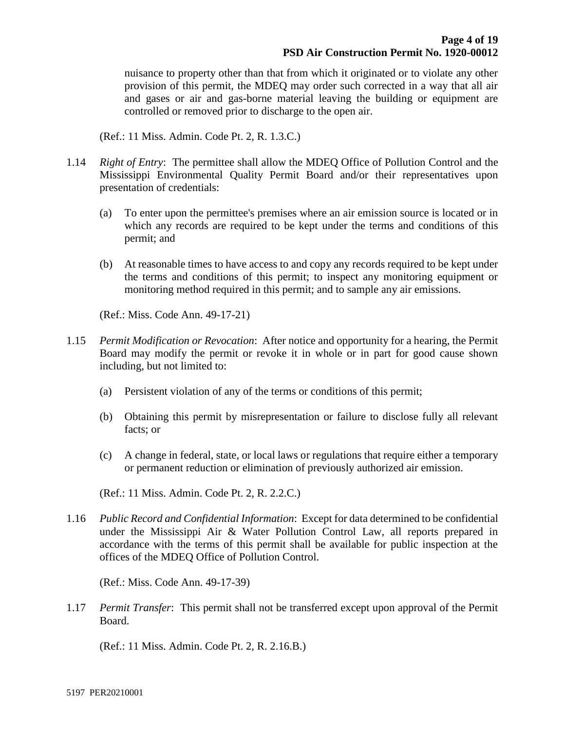nuisance to property other than that from which it originated or to violate any other provision of this permit, the MDEQ may order such corrected in a way that all air and gases or air and gas-borne material leaving the building or equipment are controlled or removed prior to discharge to the open air.

(Ref.: 11 Miss. Admin. Code Pt. 2, R. 1.3.C.)

1.14 *Right of Entry*: The permittee shall allow the MDEQ Office of Pollution Control and the Mississippi Environmental Quality Permit Board and/or their representatives upon presentation of credentials:

(a) To enter upon the permittee's premises where an air emission source is located or in which any records are required to be kept under the terms and conditions of this permit; and

(b) At reasonable times to have access to and copy any records required to be kept under the terms and conditions of this permit; to inspect any monitoring equipment or monitoring method required in this permit; and to sample any air emissions.

(Ref.: Miss. Code Ann. 49-17-21)

1.15 *Permit Modification or Revocation*: After notice and opportunity for a hearing, the Permit Board may modify the permit or revoke it in whole or in part for good cause shown including, but not limited to:

(a) Persistent violation of any of the terms or conditions of this permit;

(b) Obtaining this permit by misrepresentation or failure to disclose fully all relevant facts; or

(c) A change in federal, state, or local laws or regulations that require either a temporary or permanent reduction or elimination of previously authorized air emission.

(Ref.: 11 Miss. Admin. Code Pt. 2, R. 2.2.C.)

1.16 *Public Record and Confidential Information*: Except for data determined to be confidential under the Mississippi Air & Water Pollution Control Law, all reports prepared in accordance with the terms of this permit shall be available for public inspection at the offices of the MDEQ Office of Pollution Control.

(Ref.: Miss. Code Ann. 49-17-39)

1.17 *Permit Transfer*: This permit shall not be transferred except upon approval of the Permit Board.

(Ref.: 11 Miss. Admin. Code Pt. 2, R. 2.16.B.)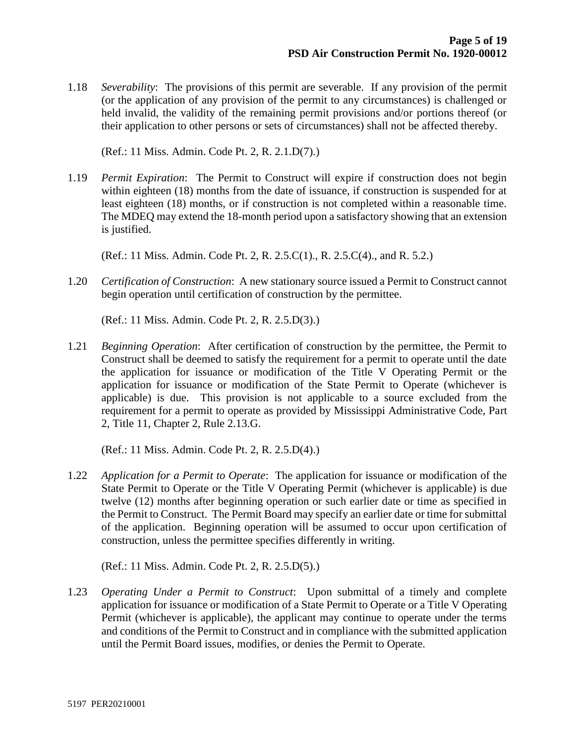1.18 *Severability*: The provisions of this permit are severable. If any provision of the permit (or the application of any provision of the permit to any circumstances) is challenged or held invalid, the validity of the remaining permit provisions and/or portions thereof (or their application to other persons or sets of circumstances) shall not be affected thereby.

(Ref.: 11 Miss. Admin. Code Pt. 2, R. 2.1.D(7).)

1.19 *Permit Expiration*: The Permit to Construct will expire if construction does not begin within eighteen (18) months from the date of issuance, if construction is suspended for at least eighteen (18) months, or if construction is not completed within a reasonable time. The MDEQ may extend the 18-month period upon a satisfactory showing that an extension is justified.

(Ref.: 11 Miss. Admin. Code Pt. 2, R. 2.5.C(1)., R. 2.5.C(4)., and R. 5.2.)

1.20 *Certification of Construction*: A new stationary source issued a Permit to Construct cannot begin operation until certification of construction by the permittee.

(Ref.: 11 Miss. Admin. Code Pt. 2, R. 2.5.D(3).)

1.21 *Beginning Operation*: After certification of construction by the permittee, the Permit to Construct shall be deemed to satisfy the requirement for a permit to operate until the date the application for issuance or modification of the Title V Operating Permit or the application for issuance or modification of the State Permit to Operate (whichever is applicable) is due. This provision is not applicable to a source excluded from the requirement for a permit to operate as provided by Mississippi Administrative Code, Part 2, Title 11, Chapter 2, Rule 2.13.G.

(Ref.: 11 Miss. Admin. Code Pt. 2, R. 2.5.D(4).)

1.22 *Application for a Permit to Operate*: The application for issuance or modification of the State Permit to Operate or the Title V Operating Permit (whichever is applicable) is due twelve (12) months after beginning operation or such earlier date or time as specified in the Permit to Construct. The Permit Board may specify an earlier date or time for submittal of the application. Beginning operation will be assumed to occur upon certification of construction, unless the permittee specifies differently in writing.

(Ref.: 11 Miss. Admin. Code Pt. 2, R. 2.5.D(5).)

1.23 *Operating Under a Permit to Construct*: Upon submittal of a timely and complete application for issuance or modification of a State Permit to Operate or a Title V Operating Permit (whichever is applicable), the applicant may continue to operate under the terms and conditions of the Permit to Construct and in compliance with the submitted application until the Permit Board issues, modifies, or denies the Permit to Operate.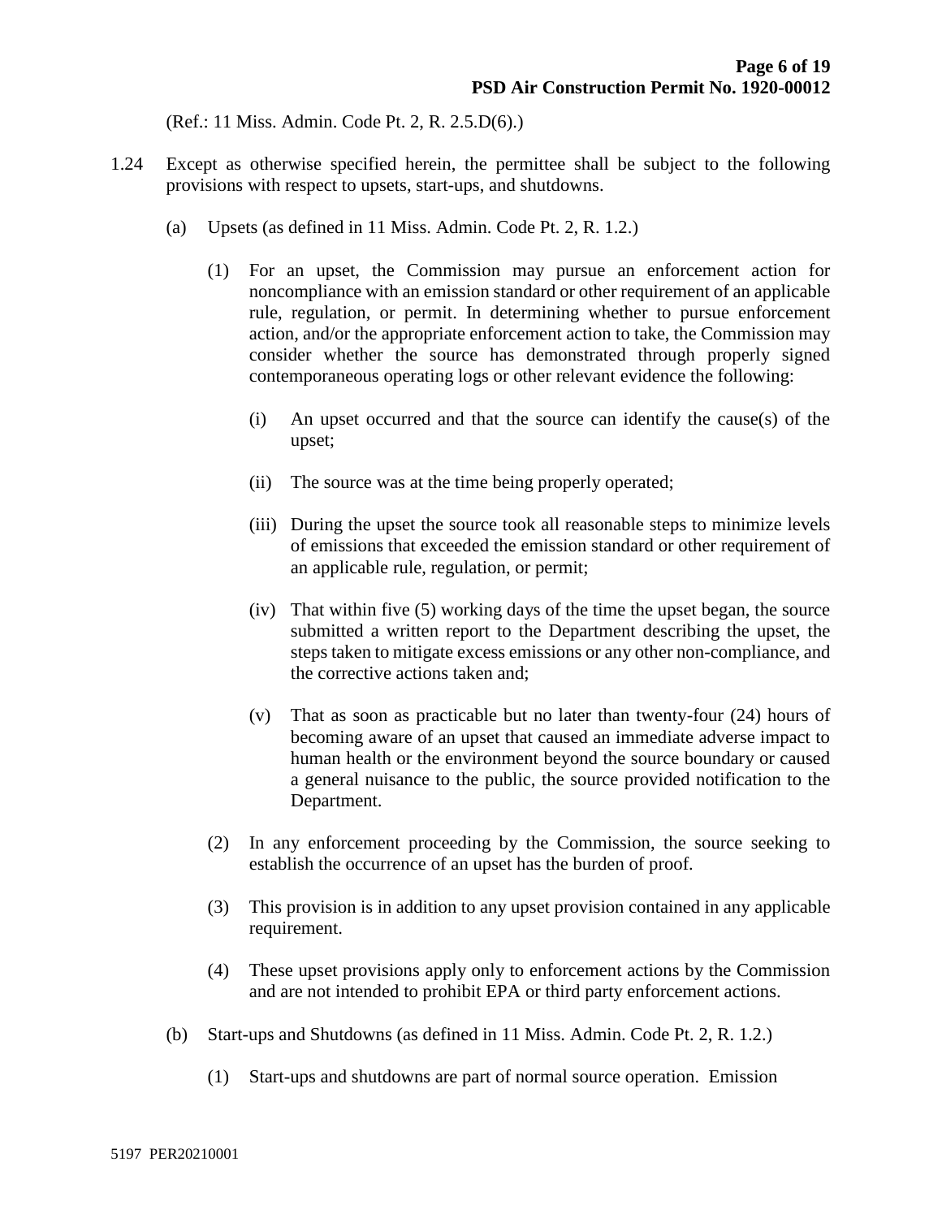(Ref.: 11 Miss. Admin. Code Pt. 2, R. 2.5.D(6).)

1.24 Except as otherwise specified herein, the permittee shall be subject to the following provisions with respect to upsets, start-ups, and shutdowns.

(a) Upsets (as defined in 11 Miss. Admin. Code Pt. 2, R. 1.2.)

(1) For an upset, the Commission may pursue an enforcement action for noncompliance with an emission standard or other requirement of an applicable rule, regulation, or permit. In determining whether to pursue enforcement action, and/or the appropriate enforcement action to take, the Commission may consider whether the source has demonstrated through properly signed contemporaneous operating logs or other relevant evidence the following:

(i) An upset occurred and that the source can identify the cause(s) of the upset;

(ii) The source was at the time being properly operated;

(iii) During the upset the source took all reasonable steps to minimize levels of emissions that exceeded the emission standard or other requirement of an applicable rule, regulation, or permit;

(iv) That within five (5) working days of the time the upset began, the source submitted a written report to the Department describing the upset, the steps taken to mitigate excess emissions or any other non-compliance, and the corrective actions taken and;

(v) That as soon as practicable but no later than twenty-four (24) hours of becoming aware of an upset that caused an immediate adverse impact to human health or the environment beyond the source boundary or caused a general nuisance to the public, the source provided notification to the Department.

(2) In any enforcement proceeding by the Commission, the source seeking to establish the occurrence of an upset has the burden of proof.

(3) This provision is in addition to any upset provision contained in any applicable requirement.

(4) These upset provisions apply only to enforcement actions by the Commission and are not intended to prohibit EPA or third party enforcement actions.

(b) Start-ups and Shutdowns (as defined in 11 Miss. Admin. Code Pt. 2, R. 1.2.)

(1) Start-ups and shutdowns are part of normal source operation. Emission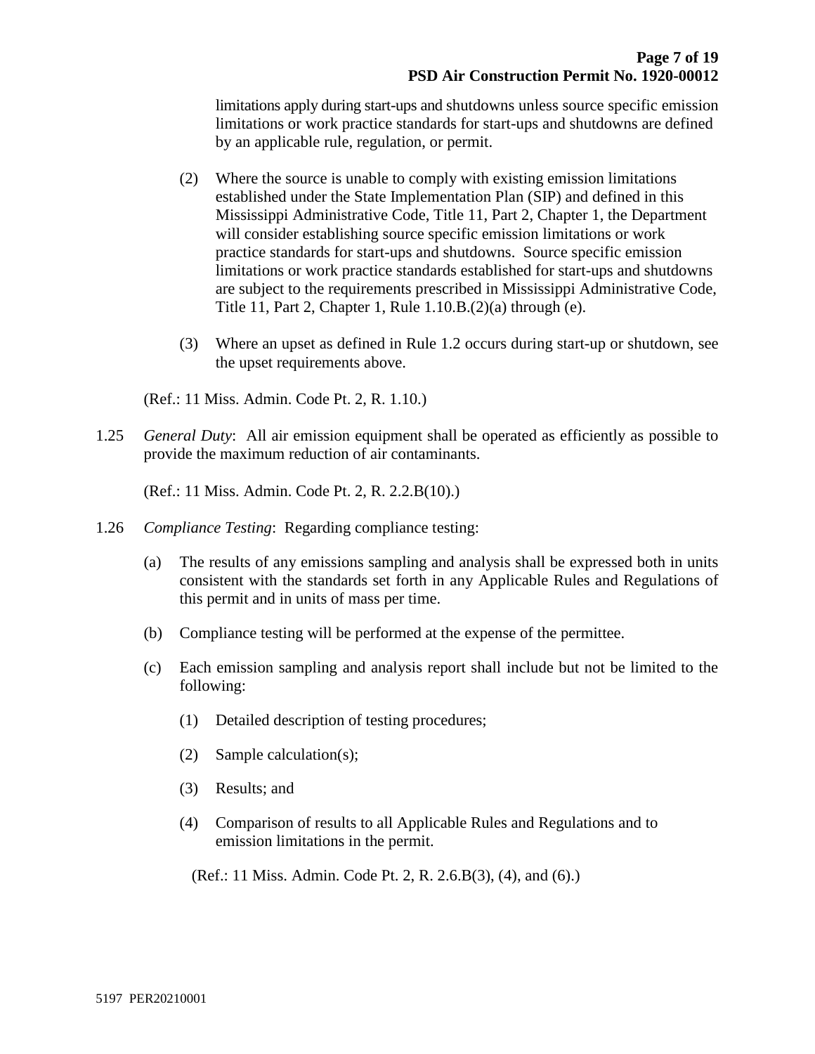limitations apply during start-ups and shutdowns unless source specific emission limitations or work practice standards for start-ups and shutdowns are defined by an applicable rule, regulation, or permit.

(2) Where the source is unable to comply with existing emission limitations established under the State Implementation Plan (SIP) and defined in this Mississippi Administrative Code, Title 11, Part 2, Chapter 1, the Department will consider establishing source specific emission limitations or work practice standards for start-ups and shutdowns. Source specific emission limitations or work practice standards established for start-ups and shutdowns are subject to the requirements prescribed in Mississippi Administrative Code, Title 11, Part 2, Chapter 1, Rule 1.10.B.(2)(a) through (e).

(3) Where an upset as defined in Rule 1.2 occurs during start-up or shutdown, see the upset requirements above.

(Ref.: 11 Miss. Admin. Code Pt. 2, R. 1.10.)

1.25 *General Duty*: All air emission equipment shall be operated as efficiently as possible to provide the maximum reduction of air contaminants.

(Ref.: 11 Miss. Admin. Code Pt. 2, R. 2.2.B(10).)

1.26 *Compliance Testing*: Regarding compliance testing:

(a) The results of any emissions sampling and analysis shall be expressed both in units consistent with the standards set forth in any Applicable Rules and Regulations of this permit and in units of mass per time.

(b) Compliance testing will be performed at the expense of the permittee.

(c) Each emission sampling and analysis report shall include but not be limited to the following:

(1) Detailed description of testing procedures;

(2) Sample calculation(s);

(3) Results; and

(4) Comparison of results to all Applicable Rules and Regulations and to emission limitations in the permit.

(Ref.: 11 Miss. Admin. Code Pt. 2, R. 2.6.B(3), (4), and (6).)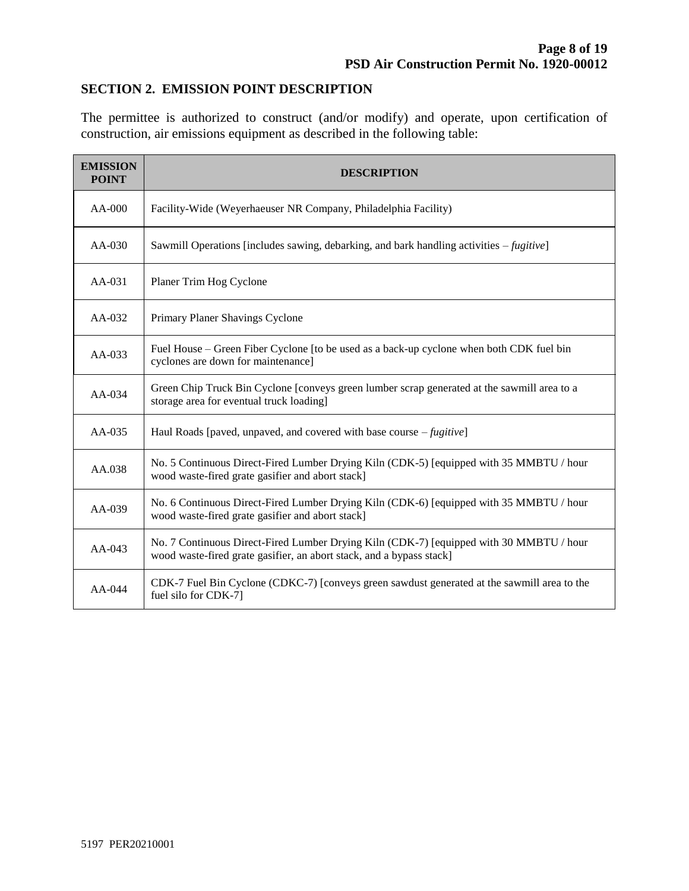## SECTION 2. EMISSION POINT DESCRIPTION

The permittee is authorized to construct (and/or modify) and operate, upon certification of construction, air emissions equipment as described in the following table:

| EMISSION POINT | DESCRIPTION |
|---|---|
| AA-000 | Facility-Wide (Weyerhaeuser NR Company, Philadelphia Facility) |
| AA-030 | Sawmill Operations [includes sawing, debarking, and bark handling activities – *fugitive*] |
| AA-031 | Planer Trim Hog Cyclone |
| AA-032 | Primary Planer Shavings Cyclone |
| AA-033 | Fuel House – Green Fiber Cyclone [to be used as a back-up cyclone when both CDK fuel bin cyclones are down for maintenance] |
| AA-034 | Green Chip Truck Bin Cyclone [conveys green lumber scrap generated at the sawmill area to a storage area for eventual truck loading] |
| AA-035 | Haul Roads [paved, unpaved, and covered with base course – *fugitive*] |
| AA.038 | No. 5 Continuous Direct-Fired Lumber Drying Kiln (CDK-5) [equipped with 35 MMBTU / hour wood waste-fired grate gasifier and abort stack] |
| AA-039 | No. 6 Continuous Direct-Fired Lumber Drying Kiln (CDK-6) [equipped with 35 MMBTU / hour wood waste-fired grate gasifier and abort stack] |
| AA-043 | No. 7 Continuous Direct-Fired Lumber Drying Kiln (CDK-7) [equipped with 30 MMBTU / hour wood waste-fired grate gasifier, an abort stack, and a bypass stack] |
| AA-044 | CDK-7 Fuel Bin Cyclone (CDKC-7) [conveys green sawdust generated at the sawmill area to the fuel silo for CDK-7] |

5197 PER20210001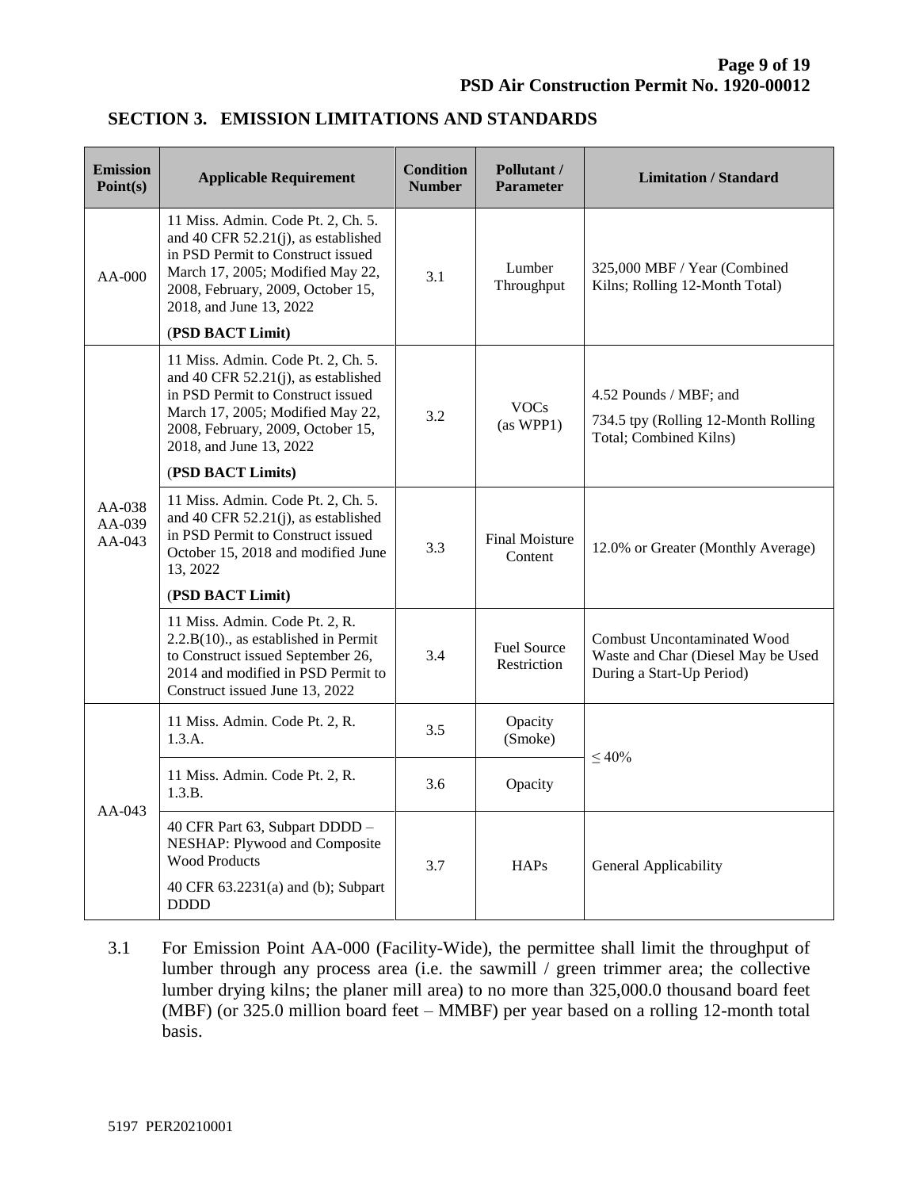## SECTION 3. EMISSION LIMITATIONS AND STANDARDS

| Emission Point(s) | Applicable Requirement | Condition Number | Pollutant / Parameter | Limitation / Standard |
|---|---|---|---|---|
| AA-000 | 11 Miss. Admin. Code Pt. 2, Ch. 5. and 40 CFR 52.21(j), as established in PSD Permit to Construct issued March 17, 2005; Modified May 22, 2008, February, 2009, October 15, 2018, and June 13, 2022 (**PSD BACT Limit**) | 3.1 | Lumber Throughput | 325,000 MBF / Year (Combined Kilns; Rolling 12-Month Total) |
| AA-038 AA-039 AA-043 | 11 Miss. Admin. Code Pt. 2, Ch. 5. and 40 CFR 52.21(j), as established in PSD Permit to Construct issued March 17, 2005; Modified May 22, 2008, February, 2009, October 15, 2018, and June 13, 2022 (**PSD BACT Limits**) | 3.2 | VOCs (as WPP1) | 4.52 Pounds / MBF; and 734.5 tpy (Rolling 12-Month Rolling Total; Combined Kilns) |
| | 11 Miss. Admin. Code Pt. 2, Ch. 5. and 40 CFR 52.21(j), as established in PSD Permit to Construct issued October 15, 2018 and modified June 13, 2022 (**PSD BACT Limit**) | 3.3 | Final Moisture Content | 12.0% or Greater (Monthly Average) |
| | 11 Miss. Admin. Code Pt. 2, R. 2.2.B(10)., as established in Permit to Construct issued September 26, 2014 and modified in PSD Permit to Construct issued June 13, 2022 | 3.4 | Fuel Source Restriction | Combust Uncontaminated Wood Waste and Char (Diesel May be Used During a Start-Up Period) |
| AA-043 | 11 Miss. Admin. Code Pt. 2, R. 1.3.A. | 3.5 | Opacity (Smoke) | ≤ 40% |
| | 11 Miss. Admin. Code Pt. 2, R. 1.3.B. | 3.6 | Opacity | |
| | 40 CFR Part 63, Subpart DDDD – NESHAP: Plywood and Composite Wood Products 40 CFR 63.2231(a) and (b); Subpart DDDD | 3.7 | HAPs | General Applicability |

3.1 For Emission Point AA-000 (Facility-Wide), the permittee shall limit the throughput of lumber through any process area (i.e. the sawmill / green trimmer area; the collective lumber drying kilns; the planer mill area) to no more than 325,000.0 thousand board feet (MBF) (or 325.0 million board feet – MMBF) per year based on a rolling 12-month total basis.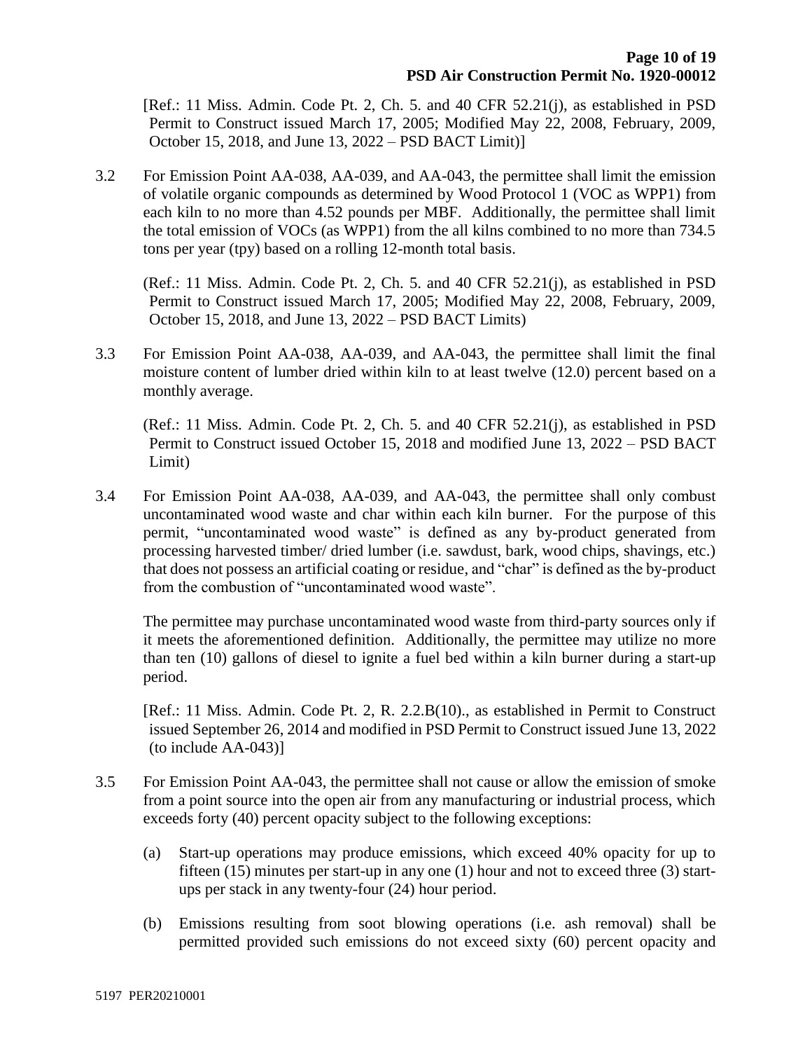[Ref.: 11 Miss. Admin. Code Pt. 2, Ch. 5. and 40 CFR 52.21(j), as established in PSD Permit to Construct issued March 17, 2005; Modified May 22, 2008, February, 2009, October 15, 2018, and June 13, 2022 – PSD BACT Limit)]

3.2 For Emission Point AA-038, AA-039, and AA-043, the permittee shall limit the emission of volatile organic compounds as determined by Wood Protocol 1 (VOC as WPP1) from each kiln to no more than 4.52 pounds per MBF. Additionally, the permittee shall limit the total emission of VOCs (as WPP1) from the all kilns combined to no more than 734.5 tons per year (tpy) based on a rolling 12-month total basis.

(Ref.: 11 Miss. Admin. Code Pt. 2, Ch. 5. and 40 CFR 52.21(j), as established in PSD Permit to Construct issued March 17, 2005; Modified May 22, 2008, February, 2009, October 15, 2018, and June 13, 2022 – PSD BACT Limits)

3.3 For Emission Point AA-038, AA-039, and AA-043, the permittee shall limit the final moisture content of lumber dried within kiln to at least twelve (12.0) percent based on a monthly average.

(Ref.: 11 Miss. Admin. Code Pt. 2, Ch. 5. and 40 CFR 52.21(j), as established in PSD Permit to Construct issued October 15, 2018 and modified June 13, 2022 – PSD BACT Limit)

3.4 For Emission Point AA-038, AA-039, and AA-043, the permittee shall only combust uncontaminated wood waste and char within each kiln burner. For the purpose of this permit, "uncontaminated wood waste" is defined as any by-product generated from processing harvested timber/ dried lumber (i.e. sawdust, bark, wood chips, shavings, etc.) that does not possess an artificial coating or residue, and "char" is defined as the by-product from the combustion of "uncontaminated wood waste".

The permittee may purchase uncontaminated wood waste from third-party sources only if it meets the aforementioned definition. Additionally, the permittee may utilize no more than ten (10) gallons of diesel to ignite a fuel bed within a kiln burner during a start-up period.

[Ref.: 11 Miss. Admin. Code Pt. 2, R. 2.2.B(10)., as established in Permit to Construct issued September 26, 2014 and modified in PSD Permit to Construct issued June 13, 2022 (to include AA-043)]

3.5 For Emission Point AA-043, the permittee shall not cause or allow the emission of smoke from a point source into the open air from any manufacturing or industrial process, which exceeds forty (40) percent opacity subject to the following exceptions:

(a) Start-up operations may produce emissions, which exceed 40% opacity for up to fifteen (15) minutes per start-up in any one (1) hour and not to exceed three (3) start-ups per stack in any twenty-four (24) hour period.

(b) Emissions resulting from soot blowing operations (i.e. ash removal) shall be permitted provided such emissions do not exceed sixty (60) percent opacity and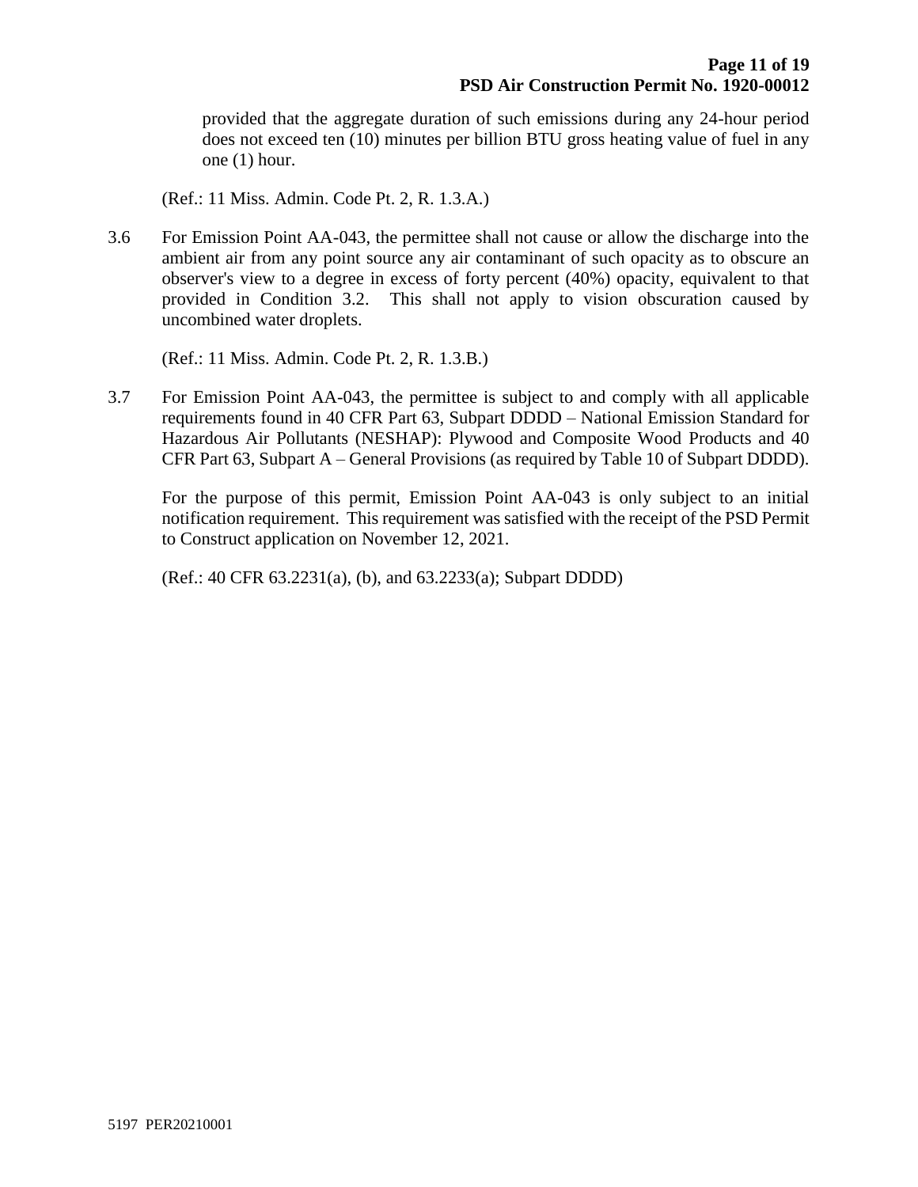provided that the aggregate duration of such emissions during any 24-hour period does not exceed ten (10) minutes per billion BTU gross heating value of fuel in any one (1) hour.

(Ref.: 11 Miss. Admin. Code Pt. 2, R. 1.3.A.)

3.6 For Emission Point AA-043, the permittee shall not cause or allow the discharge into the ambient air from any point source any air contaminant of such opacity as to obscure an observer's view to a degree in excess of forty percent (40%) opacity, equivalent to that provided in Condition 3.2. This shall not apply to vision obscuration caused by uncombined water droplets.

(Ref.: 11 Miss. Admin. Code Pt. 2, R. 1.3.B.)

3.7 For Emission Point AA-043, the permittee is subject to and comply with all applicable requirements found in 40 CFR Part 63, Subpart DDDD – National Emission Standard for Hazardous Air Pollutants (NESHAP): Plywood and Composite Wood Products and 40 CFR Part 63, Subpart A – General Provisions (as required by Table 10 of Subpart DDDD).

For the purpose of this permit, Emission Point AA-043 is only subject to an initial notification requirement. This requirement was satisfied with the receipt of the PSD Permit to Construct application on November 12, 2021.

(Ref.: 40 CFR 63.2231(a), (b), and 63.2233(a); Subpart DDDD)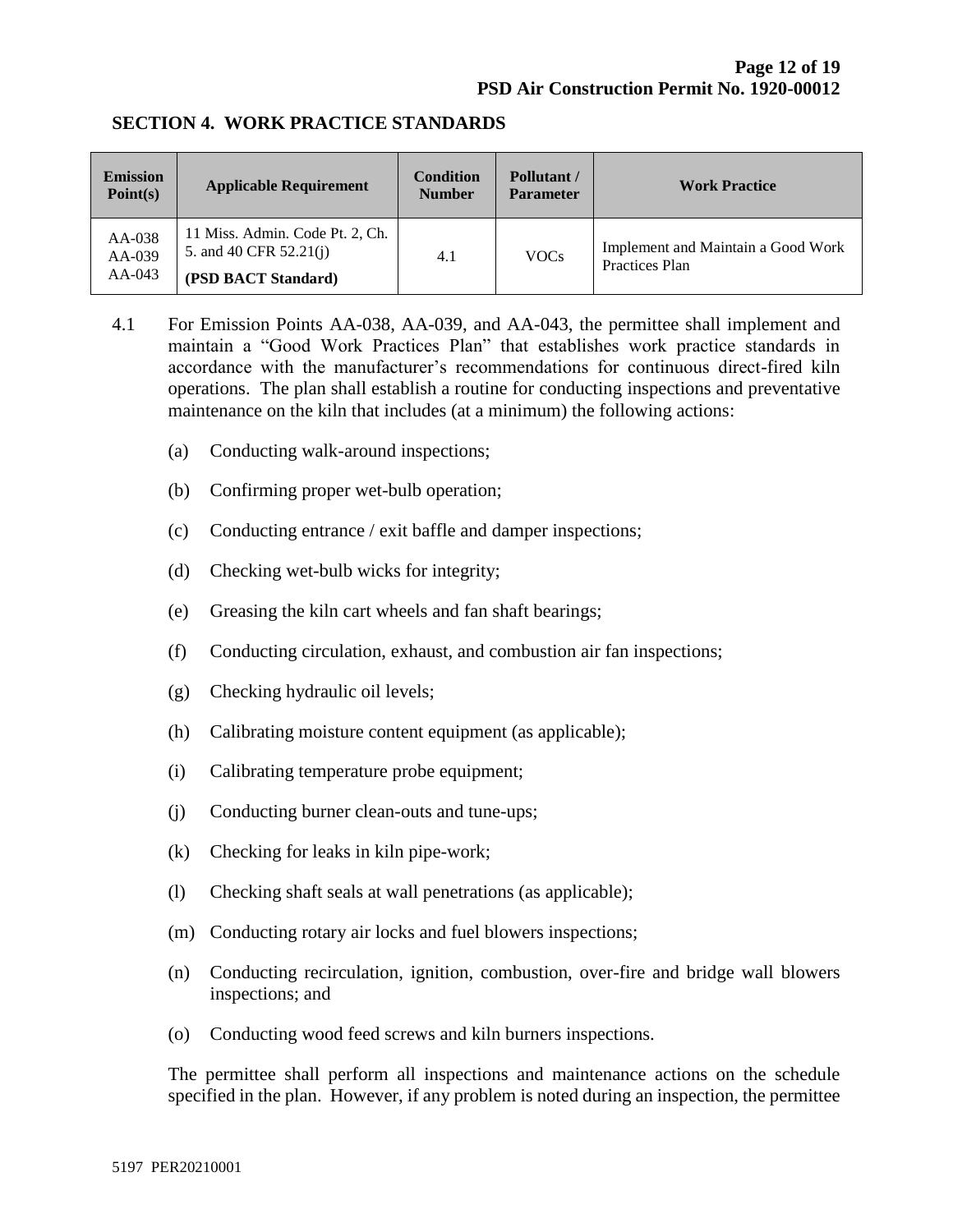## SECTION 4. WORK PRACTICE STANDARDS

| Emission Point(s) | Applicable Requirement | Condition Number | Pollutant / Parameter | Work Practice |
|---|---|---|---|---|
| AA-038 AA-039 AA-043 | 11 Miss. Admin. Code Pt. 2, Ch. 5. and 40 CFR 52.21(j) **(PSD BACT Standard)** | 4.1 | VOCs | Implement and Maintain a Good Work Practices Plan |

4.1 For Emission Points AA-038, AA-039, and AA-043, the permittee shall implement and maintain a "Good Work Practices Plan" that establishes work practice standards in accordance with the manufacturer's recommendations for continuous direct-fired kiln operations. The plan shall establish a routine for conducting inspections and preventative maintenance on the kiln that includes (at a minimum) the following actions:

(a) Conducting walk-around inspections;

(b) Confirming proper wet-bulb operation;

(c) Conducting entrance / exit baffle and damper inspections;

(d) Checking wet-bulb wicks for integrity;

(e) Greasing the kiln cart wheels and fan shaft bearings;

(f) Conducting circulation, exhaust, and combustion air fan inspections;

(g) Checking hydraulic oil levels;

(h) Calibrating moisture content equipment (as applicable);

(i) Calibrating temperature probe equipment;

(j) Conducting burner clean-outs and tune-ups;

(k) Checking for leaks in kiln pipe-work;

(l) Checking shaft seals at wall penetrations (as applicable);

(m) Conducting rotary air locks and fuel blowers inspections;

(n) Conducting recirculation, ignition, combustion, over-fire and bridge wall blowers inspections; and

(o) Conducting wood feed screws and kiln burners inspections.

The permittee shall perform all inspections and maintenance actions on the schedule specified in the plan. However, if any problem is noted during an inspection, the permittee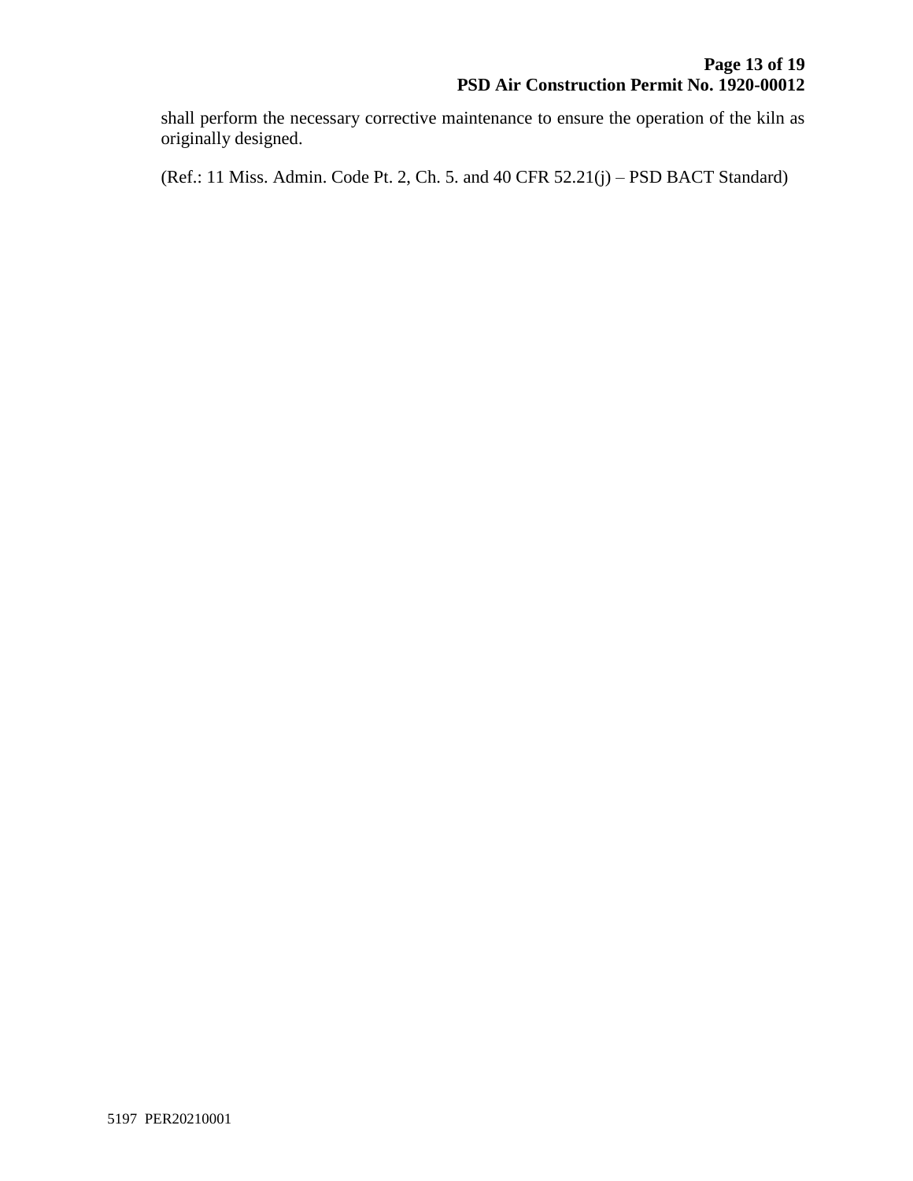shall perform the necessary corrective maintenance to ensure the operation of the kiln as originally designed.

(Ref.: 11 Miss. Admin. Code Pt. 2, Ch. 5. and 40 CFR 52.21(j) – PSD BACT Standard)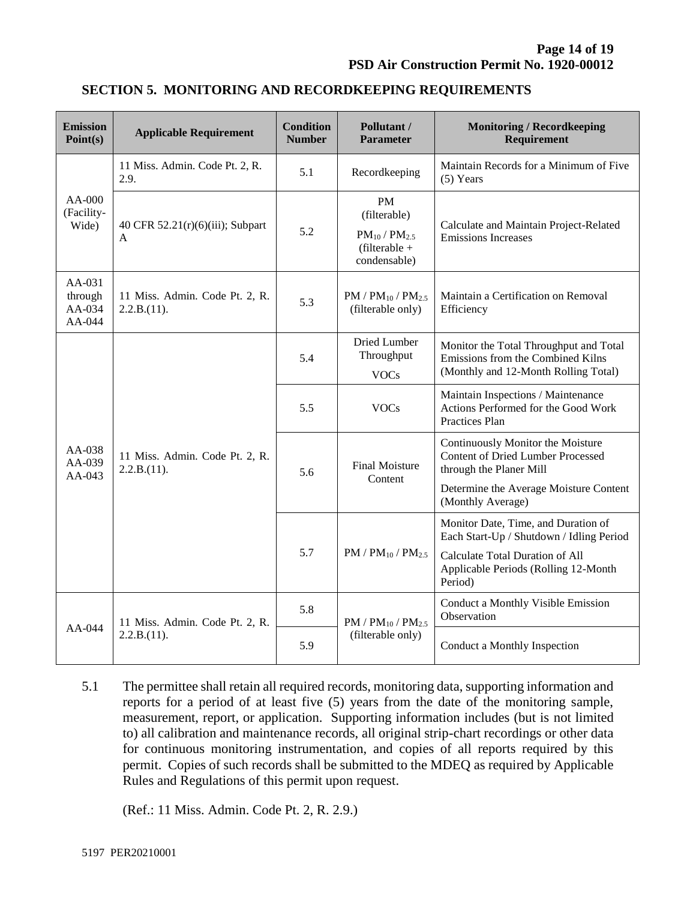## SECTION 5. MONITORING AND RECORDKEEPING REQUIREMENTS

| Emission Point(s) | Applicable Requirement | Condition Number | Pollutant / Parameter | Monitoring / Recordkeeping Requirement |
|---|---|---|---|---|
| AA-000 (Facility-Wide) | 11 Miss. Admin. Code Pt. 2, R. 2.9. | 5.1 | Recordkeeping | Maintain Records for a Minimum of Five (5) Years |
| | 40 CFR 52.21(r)(6)(iii); Subpart A | 5.2 | PM (filterable) $PM_{10}$ / $PM_{2.5}$ (filterable + condensable) | Calculate and Maintain Project-Related Emissions Increases |
| AA-031 through AA-034 AA-044 | 11 Miss. Admin. Code Pt. 2, R. 2.2.B.(11). | 5.3 | PM / $PM_{10}$ / $PM_{2.5}$ (filterable only) | Maintain a Certification on Removal Efficiency |
| AA-038 AA-039 AA-043 | 11 Miss. Admin. Code Pt. 2, R. 2.2.B.(11). | 5.4 | Dried Lumber Throughput VOCs | Monitor the Total Throughput and Total Emissions from the Combined Kilns (Monthly and 12-Month Rolling Total) |
| | | 5.5 | VOCs | Maintain Inspections / Maintenance Actions Performed for the Good Work Practices Plan |
| | | 5.6 | Final Moisture Content | Continuously Monitor the Moisture Content of Dried Lumber Processed through the Planer Mill<br>Determine the Average Moisture Content (Monthly Average) |
| | | 5.7 | PM / $PM_{10}$ / $PM_{2.5}$ | Monitor Date, Time, and Duration of Each Start-Up / Shutdown / Idling Period<br>Calculate Total Duration of All Applicable Periods (Rolling 12-Month Period) |
| AA-044 | 11 Miss. Admin. Code Pt. 2, R. 2.2.B.(11). | 5.8 | PM / $PM_{10}$ / $PM_{2.5}$ (filterable only) | Conduct a Monthly Visible Emission Observation |
| | | 5.9 | | Conduct a Monthly Inspection |

5.1 The permittee shall retain all required records, monitoring data, supporting information and reports for a period of at least five (5) years from the date of the monitoring sample, measurement, report, or application. Supporting information includes (but is not limited to) all calibration and maintenance records, all original strip-chart recordings or other data for continuous monitoring instrumentation, and copies of all reports required by this permit. Copies of such records shall be submitted to the MDEQ as required by Applicable Rules and Regulations of this permit upon request.

(Ref.: 11 Miss. Admin. Code Pt. 2, R. 2.9.)

5197 PER20210001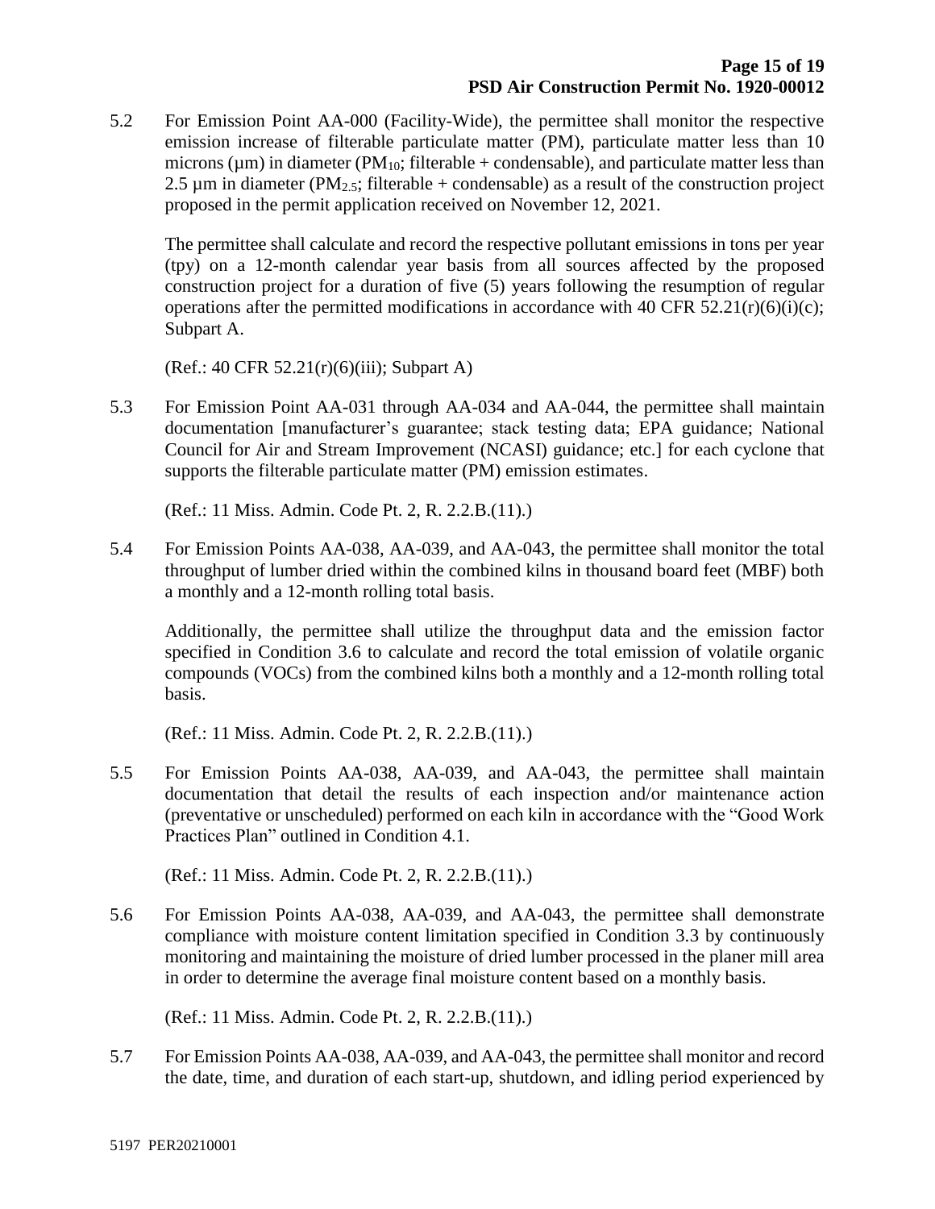5.2 For Emission Point AA-000 (Facility-Wide), the permittee shall monitor the respective emission increase of filterable particulate matter (PM), particulate matter less than 10 microns (µm) in diameter ($PM_{10}$; filterable + condensable), and particulate matter less than 2.5 µm in diameter ($PM_{2.5}$; filterable + condensable) as a result of the construction project proposed in the permit application received on November 12, 2021.

The permittee shall calculate and record the respective pollutant emissions in tons per year (tpy) on a 12-month calendar year basis from all sources affected by the proposed construction project for a duration of five (5) years following the resumption of regular operations after the permitted modifications in accordance with 40 CFR 52.21(r)(6)(i)(c); Subpart A.

(Ref.: 40 CFR 52.21(r)(6)(iii); Subpart A)

5.3 For Emission Point AA-031 through AA-034 and AA-044, the permittee shall maintain documentation [manufacturer's guarantee; stack testing data; EPA guidance; National Council for Air and Stream Improvement (NCASI) guidance; etc.] for each cyclone that supports the filterable particulate matter (PM) emission estimates.

(Ref.: 11 Miss. Admin. Code Pt. 2, R. 2.2.B.(11).)

5.4 For Emission Points AA-038, AA-039, and AA-043, the permittee shall monitor the total throughput of lumber dried within the combined kilns in thousand board feet (MBF) both a monthly and a 12-month rolling total basis.

Additionally, the permittee shall utilize the throughput data and the emission factor specified in Condition 3.6 to calculate and record the total emission of volatile organic compounds (VOCs) from the combined kilns both a monthly and a 12-month rolling total basis.

(Ref.: 11 Miss. Admin. Code Pt. 2, R. 2.2.B.(11).)

5.5 For Emission Points AA-038, AA-039, and AA-043, the permittee shall maintain documentation that detail the results of each inspection and/or maintenance action (preventative or unscheduled) performed on each kiln in accordance with the "Good Work Practices Plan" outlined in Condition 4.1.

(Ref.: 11 Miss. Admin. Code Pt. 2, R. 2.2.B.(11).)

5.6 For Emission Points AA-038, AA-039, and AA-043, the permittee shall demonstrate compliance with moisture content limitation specified in Condition 3.3 by continuously monitoring and maintaining the moisture of dried lumber processed in the planer mill area in order to determine the average final moisture content based on a monthly basis.

(Ref.: 11 Miss. Admin. Code Pt. 2, R. 2.2.B.(11).)

5.7 For Emission Points AA-038, AA-039, and AA-043, the permittee shall monitor and record the date, time, and duration of each start-up, shutdown, and idling period experienced by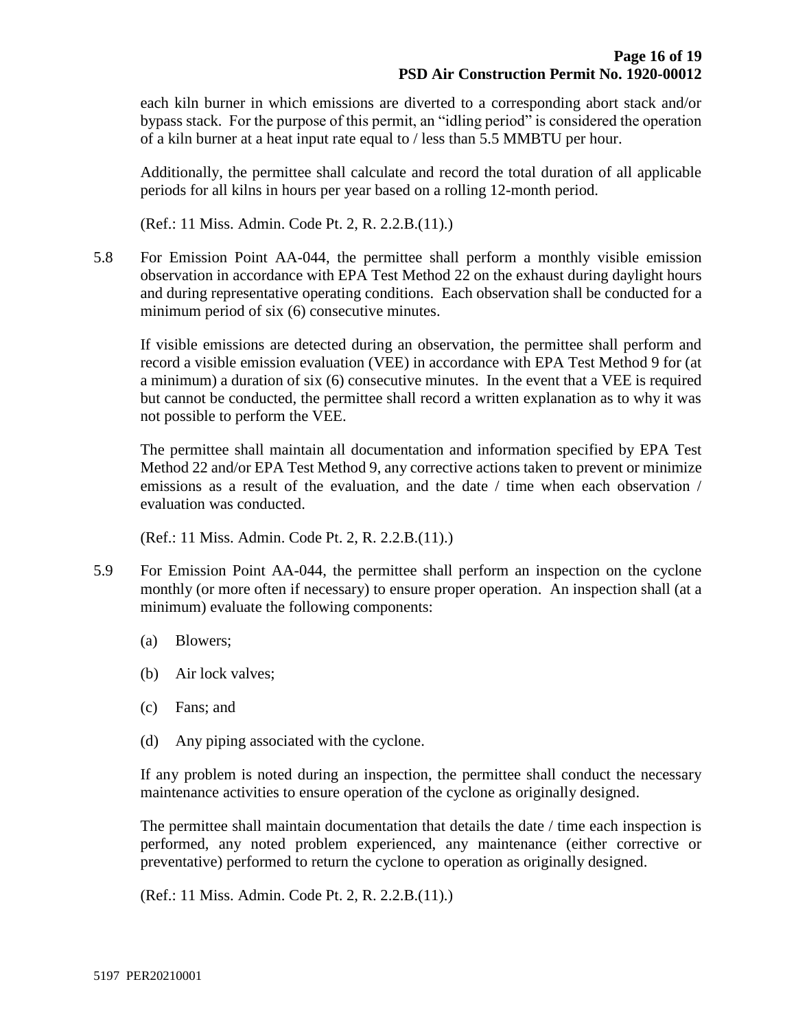each kiln burner in which emissions are diverted to a corresponding abort stack and/or bypass stack. For the purpose of this permit, an "idling period" is considered the operation of a kiln burner at a heat input rate equal to / less than 5.5 MMBTU per hour.

Additionally, the permittee shall calculate and record the total duration of all applicable periods for all kilns in hours per year based on a rolling 12-month period.

(Ref.: 11 Miss. Admin. Code Pt. 2, R. 2.2.B.(11).)

5.8 For Emission Point AA-044, the permittee shall perform a monthly visible emission observation in accordance with EPA Test Method 22 on the exhaust during daylight hours and during representative operating conditions. Each observation shall be conducted for a minimum period of six (6) consecutive minutes.

If visible emissions are detected during an observation, the permittee shall perform and record a visible emission evaluation (VEE) in accordance with EPA Test Method 9 for (at a minimum) a duration of six (6) consecutive minutes. In the event that a VEE is required but cannot be conducted, the permittee shall record a written explanation as to why it was not possible to perform the VEE.

The permittee shall maintain all documentation and information specified by EPA Test Method 22 and/or EPA Test Method 9, any corrective actions taken to prevent or minimize emissions as a result of the evaluation, and the date / time when each observation / evaluation was conducted.

(Ref.: 11 Miss. Admin. Code Pt. 2, R. 2.2.B.(11).)

5.9 For Emission Point AA-044, the permittee shall perform an inspection on the cyclone monthly (or more often if necessary) to ensure proper operation. An inspection shall (at a minimum) evaluate the following components:

(a) Blowers;

(b) Air lock valves;

(c) Fans; and

(d) Any piping associated with the cyclone.

If any problem is noted during an inspection, the permittee shall conduct the necessary maintenance activities to ensure operation of the cyclone as originally designed.

The permittee shall maintain documentation that details the date / time each inspection is performed, any noted problem experienced, any maintenance (either corrective or preventative) performed to return the cyclone to operation as originally designed.

(Ref.: 11 Miss. Admin. Code Pt. 2, R. 2.2.B.(11).)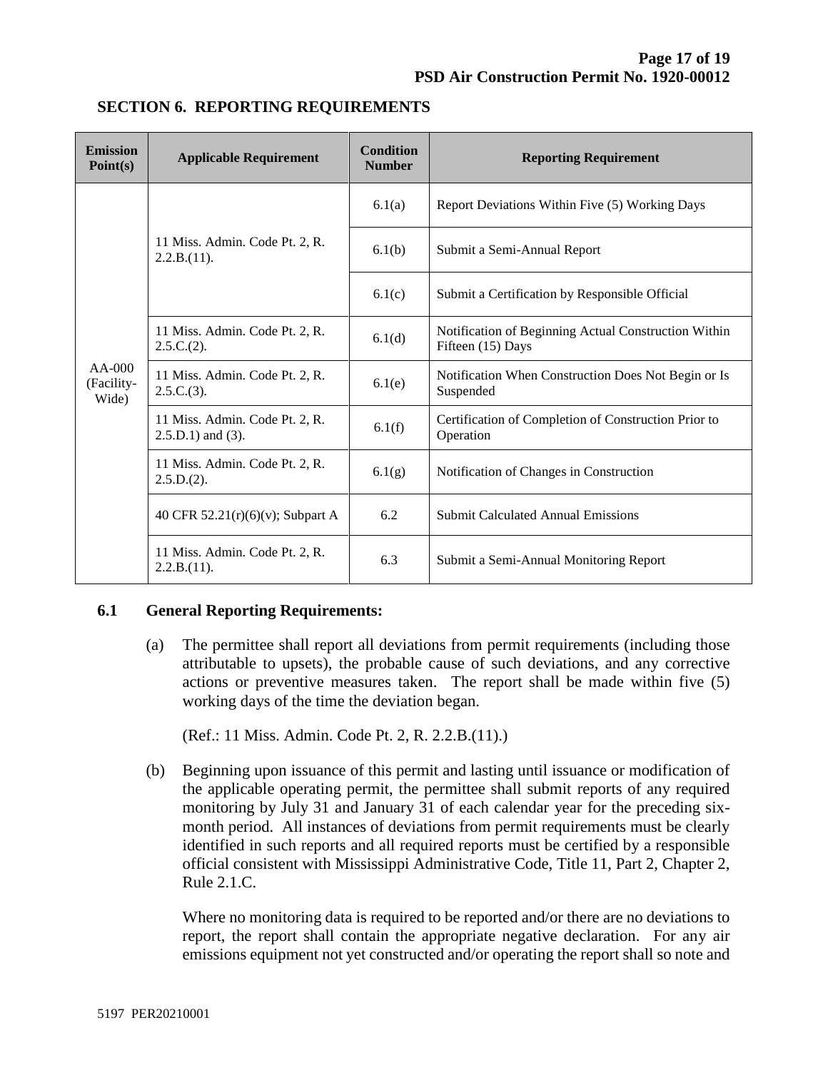## SECTION 6. REPORTING REQUIREMENTS

| Emission Point(s) | Applicable Requirement | Condition Number | Reporting Requirement |
|---|---|---|---|
| AA-000 (Facility-Wide) | 11 Miss. Admin. Code Pt. 2, R. 2.2.B.(11). | 6.1(a) | Report Deviations Within Five (5) Working Days |
| | | 6.1(b) | Submit a Semi-Annual Report |
| | | 6.1(c) | Submit a Certification by Responsible Official |
| | 11 Miss. Admin. Code Pt. 2, R. 2.5.C.(2). | 6.1(d) | Notification of Beginning Actual Construction Within Fifteen (15) Days |
| | 11 Miss. Admin. Code Pt. 2, R. 2.5.C.(3). | 6.1(e) | Notification When Construction Does Not Begin or Is Suspended |
| | 11 Miss. Admin. Code Pt. 2, R. 2.5.D.1) and (3). | 6.1(f) | Certification of Completion of Construction Prior to Operation |
| | 11 Miss. Admin. Code Pt. 2, R. 2.5.D.(2). | 6.1(g) | Notification of Changes in Construction |
| | 40 CFR 52.21(r)(6)(v); Subpart A | 6.2 | Submit Calculated Annual Emissions |
| | 11 Miss. Admin. Code Pt. 2, R. 2.2.B.(11). | 6.3 | Submit a Semi-Annual Monitoring Report |

### 6.1 General Reporting Requirements:

(a) The permittee shall report all deviations from permit requirements (including those attributable to upsets), the probable cause of such deviations, and any corrective actions or preventive measures taken. The report shall be made within five (5) working days of the time the deviation began.

(Ref.: 11 Miss. Admin. Code Pt. 2, R. 2.2.B.(11).)

(b) Beginning upon issuance of this permit and lasting until issuance or modification of the applicable operating permit, the permittee shall submit reports of any required monitoring by July 31 and January 31 of each calendar year for the preceding six-month period. All instances of deviations from permit requirements must be clearly identified in such reports and all required reports must be certified by a responsible official consistent with Mississippi Administrative Code, Title 11, Part 2, Chapter 2, Rule 2.1.C.

Where no monitoring data is required to be reported and/or there are no deviations to report, the report shall contain the appropriate negative declaration. For any air emissions equipment not yet constructed and/or operating the report shall so note and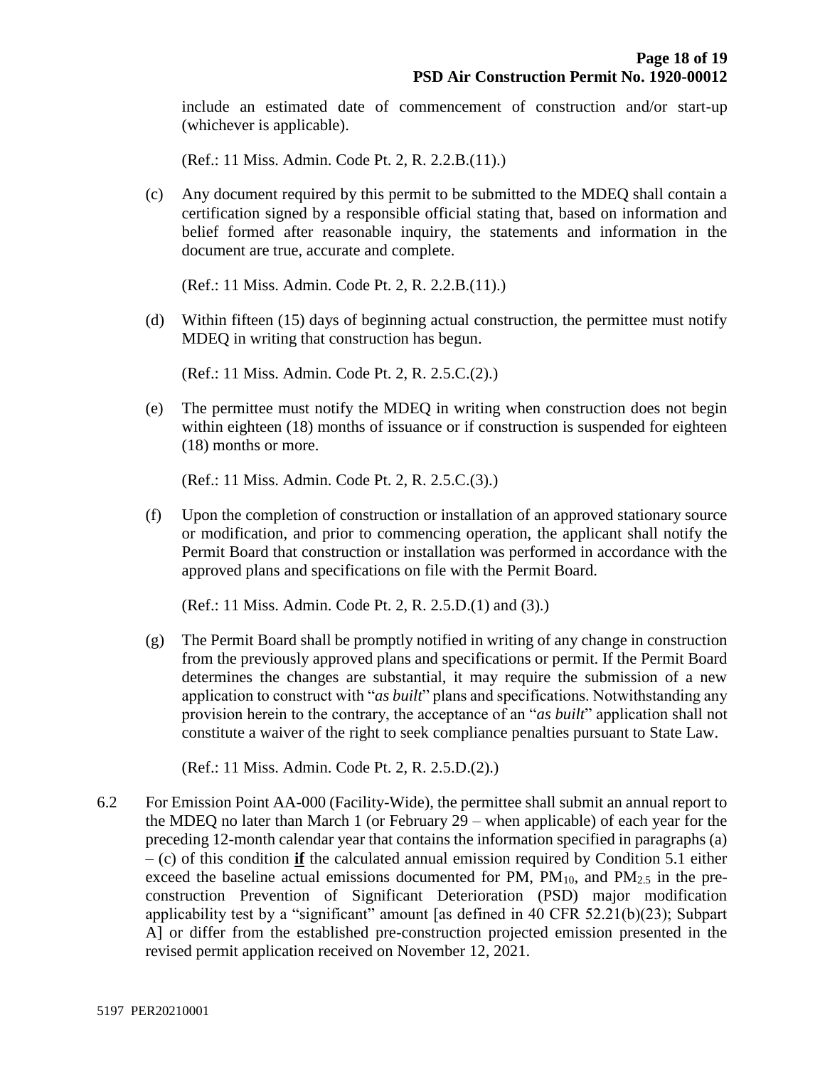include an estimated date of commencement of construction and/or start-up (whichever is applicable).

(Ref.: 11 Miss. Admin. Code Pt. 2, R. 2.2.B.(11).)

(c) Any document required by this permit to be submitted to the MDEQ shall contain a certification signed by a responsible official stating that, based on information and belief formed after reasonable inquiry, the statements and information in the document are true, accurate and complete.

(Ref.: 11 Miss. Admin. Code Pt. 2, R. 2.2.B.(11).)

(d) Within fifteen (15) days of beginning actual construction, the permittee must notify MDEQ in writing that construction has begun.

(Ref.: 11 Miss. Admin. Code Pt. 2, R. 2.5.C.(2).)

(e) The permittee must notify the MDEQ in writing when construction does not begin within eighteen (18) months of issuance or if construction is suspended for eighteen (18) months or more.

(Ref.: 11 Miss. Admin. Code Pt. 2, R. 2.5.C.(3).)

(f) Upon the completion of construction or installation of an approved stationary source or modification, and prior to commencing operation, the applicant shall notify the Permit Board that construction or installation was performed in accordance with the approved plans and specifications on file with the Permit Board.

(Ref.: 11 Miss. Admin. Code Pt. 2, R. 2.5.D.(1) and (3).)

(g) The Permit Board shall be promptly notified in writing of any change in construction from the previously approved plans and specifications or permit. If the Permit Board determines the changes are substantial, it may require the submission of a new application to construct with "*as built*" plans and specifications. Notwithstanding any provision herein to the contrary, the acceptance of an "*as built*" application shall not constitute a waiver of the right to seek compliance penalties pursuant to State Law.

(Ref.: 11 Miss. Admin. Code Pt. 2, R. 2.5.D.(2).)

6.2 For Emission Point AA-000 (Facility-Wide), the permittee shall submit an annual report to the MDEQ no later than March 1 (or February 29 – when applicable) of each year for the preceding 12-month calendar year that contains the information specified in paragraphs (a) – (c) of this condition **<u>if</u>** the calculated annual emission required by Condition 5.1 either exceed the baseline actual emissions documented for PM, $PM_{10}$, and $PM_{2.5}$ in the pre-construction Prevention of Significant Deterioration (PSD) major modification applicability test by a "significant" amount [as defined in 40 CFR 52.21(b)(23); Subpart A] or differ from the established pre-construction projected emission presented in the revised permit application received on November 12, 2021.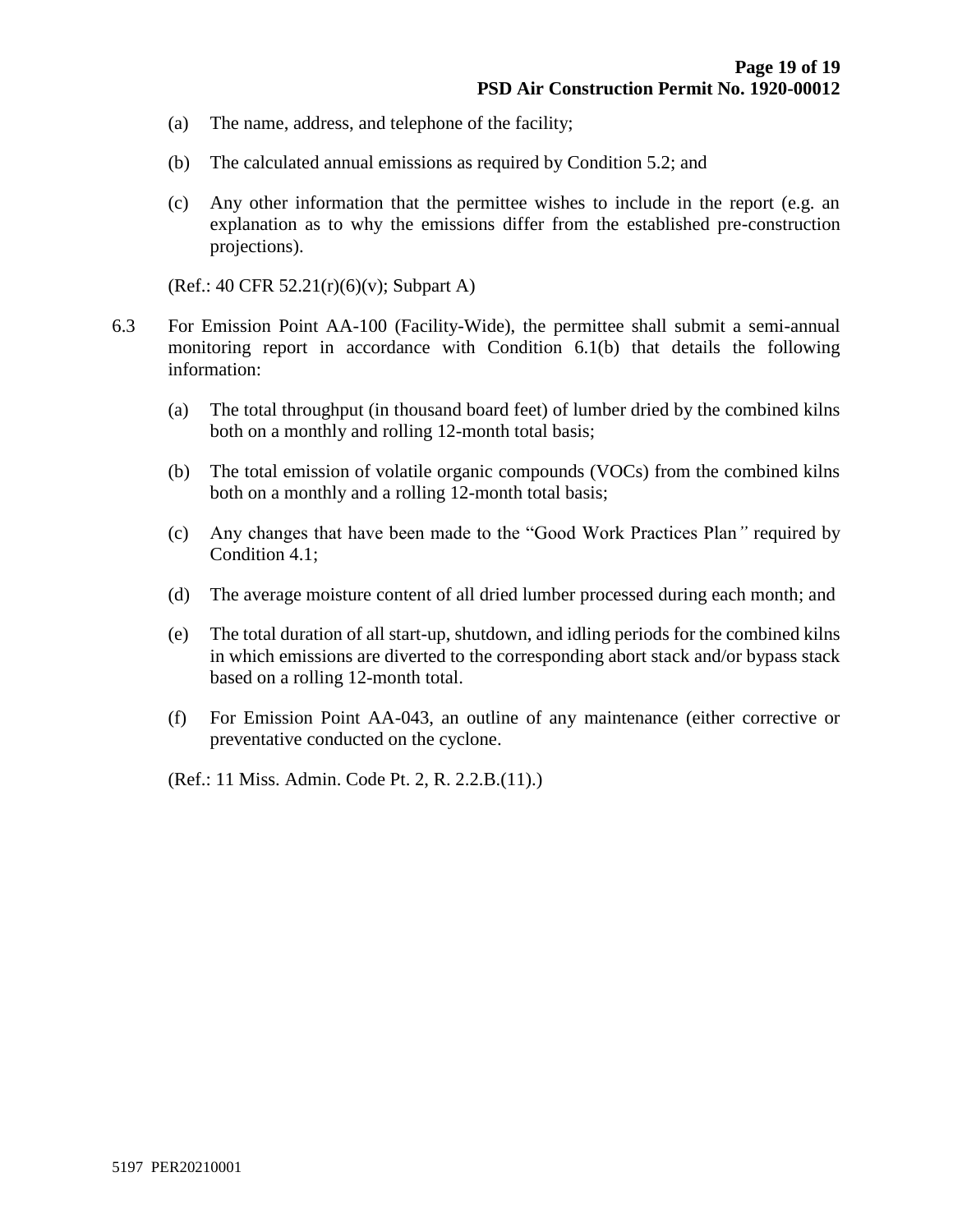(a) The name, address, and telephone of the facility;

(b) The calculated annual emissions as required by Condition 5.2; and

(c) Any other information that the permittee wishes to include in the report (e.g. an explanation as to why the emissions differ from the established pre-construction projections).

(Ref.: 40 CFR 52.21(r)(6)(v); Subpart A)

6.3 For Emission Point AA-100 (Facility-Wide), the permittee shall submit a semi-annual monitoring report in accordance with Condition 6.1(b) that details the following information:

(a) The total throughput (in thousand board feet) of lumber dried by the combined kilns both on a monthly and rolling 12-month total basis;

(b) The total emission of volatile organic compounds (VOCs) from the combined kilns both on a monthly and a rolling 12-month total basis;

(c) Any changes that have been made to the "Good Work Practices Plan" required by Condition 4.1;

(d) The average moisture content of all dried lumber processed during each month; and

(e) The total duration of all start-up, shutdown, and idling periods for the combined kilns in which emissions are diverted to the corresponding abort stack and/or bypass stack based on a rolling 12-month total.

(f) For Emission Point AA-043, an outline of any maintenance (either corrective or preventative conducted on the cyclone.

(Ref.: 11 Miss. Admin. Code Pt. 2, R. 2.2.B.(11).)

5197 PER20210001